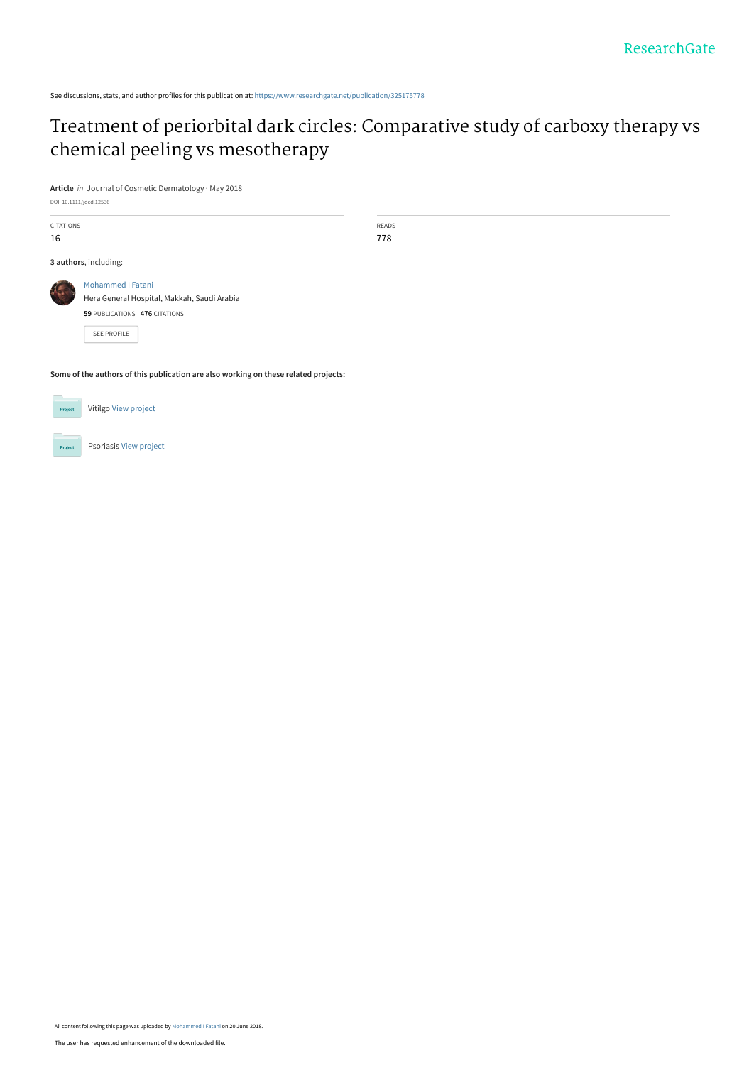See discussions, stats, and author profiles for this publication at: https://www.researchgate.net/publication/325175778

# Treatment of periorbital dark circles: Comparative study of carboxy therapy vs chemical peeling vs mesotherapy

**Article** *in* Journal of Cosmetic Dermatology · May 2018

DOI: 10.1111/jocd.12536

| CITATIONS | READS |
|---|---|
| 16 | 778 |

**3 authors**, including:

Mohammed I Fatani
Hera General Hospital, Makkah, Saudi Arabia
**59** PUBLICATIONS **476** CITATIONS

SEE PROFILE

**Some of the authors of this publication are also working on these related projects:**

Vitilgo View project

Psoriasis View project

All content following this page was uploaded by Mohammed I Fatani on 20 June 2018.

The user has requested enhancement of the downloaded file.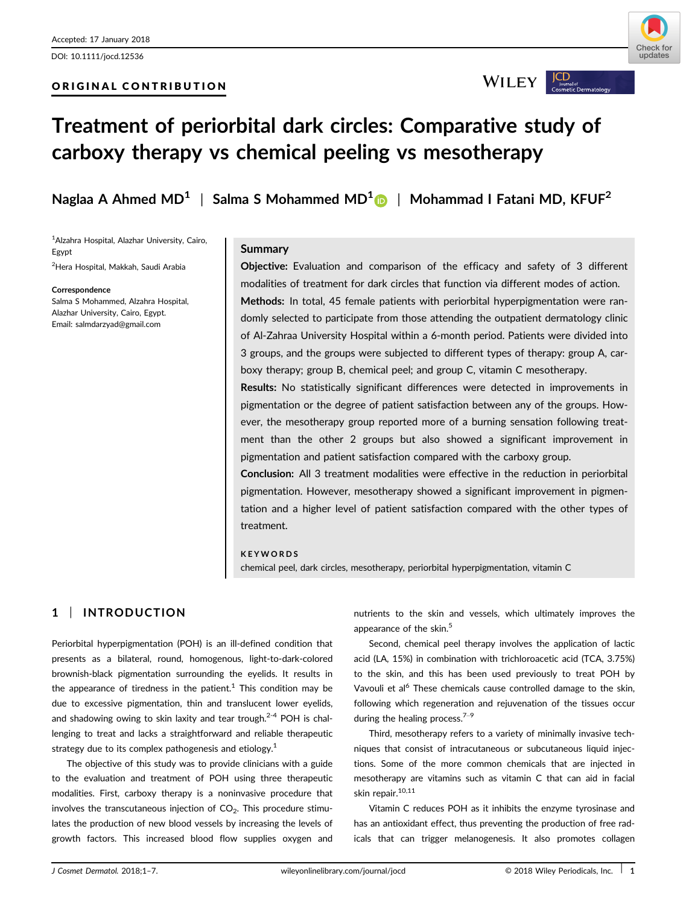Accepted: 17 January 2018

DOI: 10.1111/jocd.12536

ORIGINAL CONTRIBUTION

# Treatment of periorbital dark circles: Comparative study of carboxy therapy vs chemical peeling vs mesotherapy

**Naglaa A Ahmed MD**[1] | **Salma S Mohammed MD**[1] | **Mohammad I Fatani MD, KFUF**[2]

[1]Alzahra Hospital, Alazhar University, Cairo, Egypt

[2]Hera Hospital, Makkah, Saudi Arabia

**Correspondence**
Salma S Mohammed, Alzahra Hospital, Alazhar University, Cairo, Egypt.
Email: salmdarzyad@gmail.com

## Summary

**Objective:** Evaluation and comparison of the efficacy and safety of 3 different modalities of treatment for dark circles that function via different modes of action.

**Methods:** In total, 45 female patients with periorbital hyperpigmentation were randomly selected to participate from those attending the outpatient dermatology clinic of Al-Zahraa University Hospital within a 6-month period. Patients were divided into 3 groups, and the groups were subjected to different types of therapy: group A, carboxy therapy; group B, chemical peel; and group C, vitamin C mesotherapy.

**Results:** No statistically significant differences were detected in improvements in pigmentation or the degree of patient satisfaction between any of the groups. However, the mesotherapy group reported more of a burning sensation following treatment than the other 2 groups but also showed a significant improvement in pigmentation and patient satisfaction compared with the carboxy group.

**Conclusion:** All 3 treatment modalities were effective in the reduction in periorbital pigmentation. However, mesotherapy showed a significant improvement in pigmentation and a higher level of patient satisfaction compared with the other types of treatment.

**KEYWORDS**

chemical peel, dark circles, mesotherapy, periorbital hyperpigmentation, vitamin C

## 1 | INTRODUCTION

Periorbital hyperpigmentation (POH) is an ill-defined condition that presents as a bilateral, round, homogenous, light-to-dark-colored brownish-black pigmentation surrounding the eyelids. It results in the appearance of tiredness in the patient.[1] This condition may be due to excessive pigmentation, thin and translucent lower eyelids, and shadowing owing to skin laxity and tear trough.[2-4] POH is challenging to treat and lacks a straightforward and reliable therapeutic strategy due to its complex pathogenesis and etiology.[1]

The objective of this study was to provide clinicians with a guide to the evaluation and treatment of POH using three therapeutic modalities. First, carboxy therapy is a noninvasive procedure that involves the transcutaneous injection of $CO_2$. This procedure stimulates the production of new blood vessels by increasing the levels of growth factors. This increased blood flow supplies oxygen and nutrients to the skin and vessels, which ultimately improves the appearance of the skin.[5]

Second, chemical peel therapy involves the application of lactic acid (LA, 15%) in combination with trichloroacetic acid (TCA, 3.75%) to the skin, and this has been used previously to treat POH by Vavouli et al[6] These chemicals cause controlled damage to the skin, following which regeneration and rejuvenation of the tissues occur during the healing process.[7-9]

Third, mesotherapy refers to a variety of minimally invasive techniques that consist of intracutaneous or subcutaneous liquid injections. Some of the more common chemicals that are injected in mesotherapy are vitamins such as vitamin C that can aid in facial skin repair.[10,11]

Vitamin C reduces POH as it inhibits the enzyme tyrosinase and has an antioxidant effect, thus preventing the production of free radicals that can trigger melanogenesis. It also promotes collagen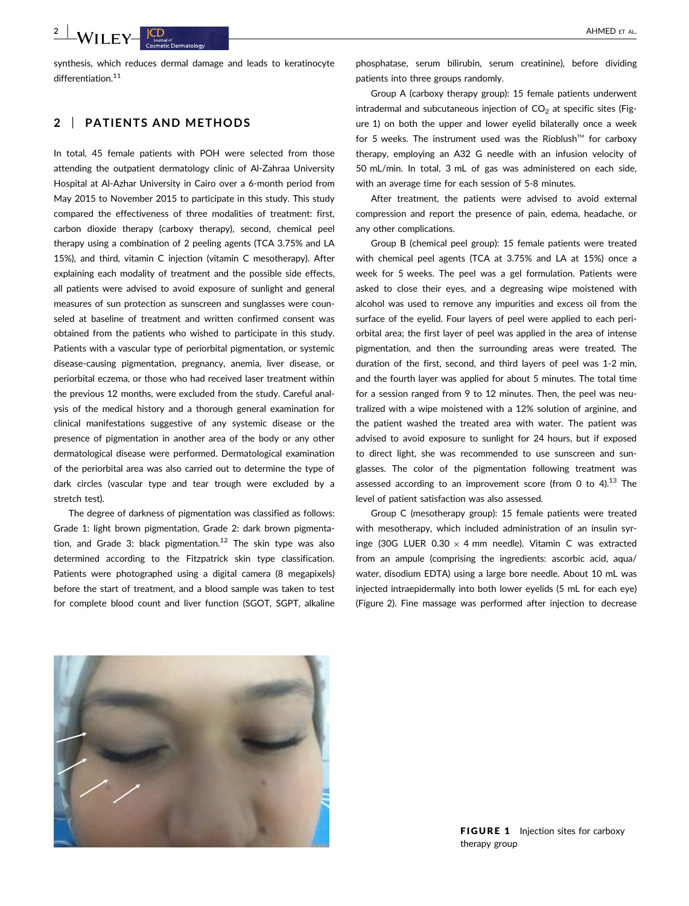synthesis, which reduces dermal damage and leads to keratinocyte differentiation.[11]

## 2 | PATIENTS AND METHODS

In total, 45 female patients with POH were selected from those attending the outpatient dermatology clinic of Al-Zahraa University Hospital at Al-Azhar University in Cairo over a 6-month period from May 2015 to November 2015 to participate in this study. This study compared the effectiveness of three modalities of treatment: first, carbon dioxide therapy (carboxy therapy), second, chemical peel therapy using a combination of 2 peeling agents (TCA 3.75% and LA 15%), and third, vitamin C injection (vitamin C mesotherapy). After explaining each modality of treatment and the possible side effects, all patients were advised to avoid exposure of sunlight and general measures of sun protection as sunscreen and sunglasses were counseled at baseline of treatment and written confirmed consent was obtained from the patients who wished to participate in this study. Patients with a vascular type of periorbital pigmentation, or systemic disease-causing pigmentation, pregnancy, anemia, liver disease, or periorbital eczema, or those who had received laser treatment within the previous 12 months, were excluded from the study. Careful analysis of the medical history and a thorough general examination for clinical manifestations suggestive of any systemic disease or the presence of pigmentation in another area of the body or any other dermatological disease were performed. Dermatological examination of the periorbital area was also carried out to determine the type of dark circles (vascular type and tear trough were excluded by a stretch test).

The degree of darkness of pigmentation was classified as follows: Grade 1: light brown pigmentation, Grade 2: dark brown pigmentation, and Grade 3: black pigmentation.[12] The skin type was also determined according to the Fitzpatrick skin type classification. Patients were photographed using a digital camera (8 megapixels) before the start of treatment, and a blood sample was taken to test for complete blood count and liver function (SGOT, SGPT, alkaline phosphatase, serum bilirubin, serum creatinine), before dividing patients into three groups randomly.

Group A (carboxy therapy group): 15 female patients underwent intradermal and subcutaneous injection of $CO_2$ at specific sites (Figure 1) on both the upper and lower eyelid bilaterally once a week for 5 weeks. The instrument used was the Rioblush™ for carboxy therapy, employing an A32 G needle with an infusion velocity of 50 mL/min. In total, 3 mL of gas was administered on each side, with an average time for each session of 5-8 minutes.

After treatment, the patients were advised to avoid external compression and report the presence of pain, edema, headache, or any other complications.

Group B (chemical peel group): 15 female patients were treated with chemical peel agents (TCA at 3.75% and LA at 15%) once a week for 5 weeks. The peel was a gel formulation. Patients were asked to close their eyes, and a degreasing wipe moistened with alcohol was used to remove any impurities and excess oil from the surface of the eyelid. Four layers of peel were applied to each periorbital area; the first layer of peel was applied in the area of intense pigmentation, and then the surrounding areas were treated. The duration of the first, second, and third layers of peel was 1-2 min, and the fourth layer was applied for about 5 minutes. The total time for a session ranged from 9 to 12 minutes. Then, the peel was neutralized with a wipe moistened with a 12% solution of arginine, and the patient washed the treated area with water. The patient was advised to avoid exposure to sunlight for 24 hours, but if exposed to direct light, she was recommended to use sunscreen and sunglasses. The color of the pigmentation following treatment was assessed according to an improvement score (from 0 to 4).[13] The level of patient satisfaction was also assessed.

Group C (mesotherapy group): 15 female patients were treated with mesotherapy, which included administration of an insulin syringe (30G LUER 0.30 × 4 mm needle). Vitamin C was extracted from an ampule (comprising the ingredients: ascorbic acid, aqua/water, disodium EDTA) using a large bore needle. About 10 mL was injected intraepidermally into both lower eyelids (5 mL for each eye) (Figure 2). Fine massage was performed after injection to decrease

**FIGURE 1** Injection sites for carboxy therapy group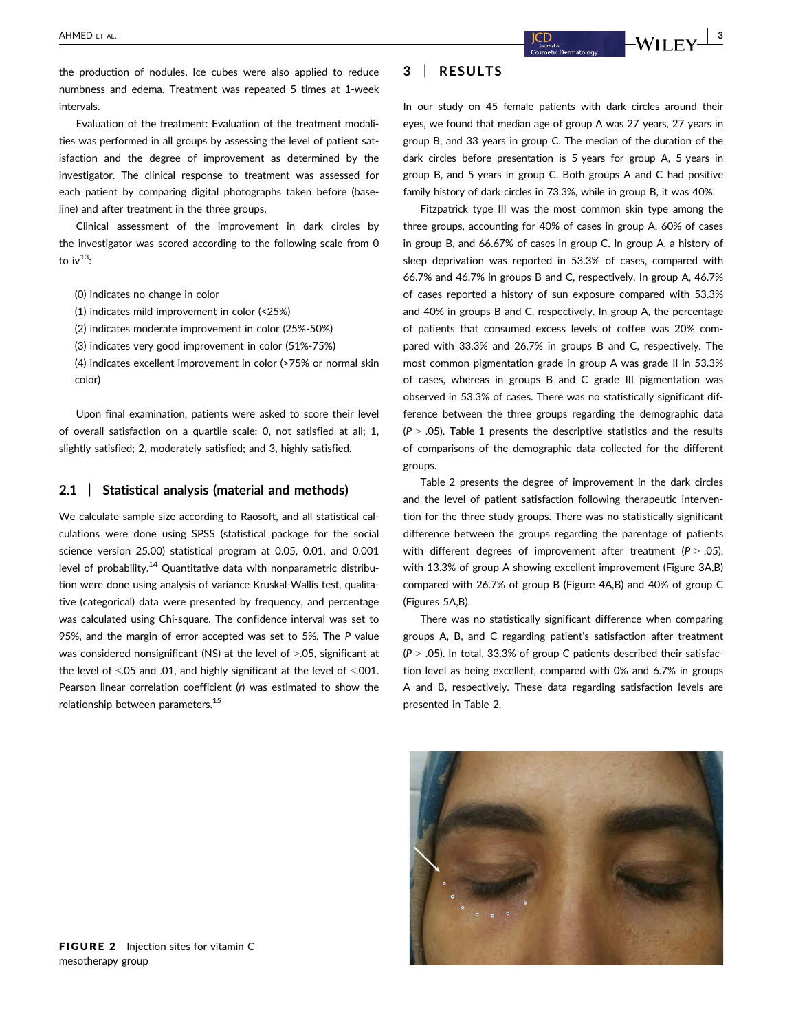the production of nodules. Ice cubes were also applied to reduce numbness and edema. Treatment was repeated 5 times at 1-week intervals.

Evaluation of the treatment: Evaluation of the treatment modalities was performed in all groups by assessing the level of patient satisfaction and the degree of improvement as determined by the investigator. The clinical response to treatment was assessed for each patient by comparing digital photographs taken before (baseline) and after treatment in the three groups.

Clinical assessment of the improvement in dark circles by the investigator was scored according to the following scale from 0 to iv[13]:

(0) indicates no change in color
(1) indicates mild improvement in color (<25%)
(2) indicates moderate improvement in color (25%-50%)
(3) indicates very good improvement in color (51%-75%)
(4) indicates excellent improvement in color (>75% or normal skin color)

Upon final examination, patients were asked to score their level of overall satisfaction on a quartile scale: 0, not satisfied at all; 1, slightly satisfied; 2, moderately satisfied; and 3, highly satisfied.

## 2.1 | Statistical analysis (material and methods)

We calculate sample size according to Raosoft, and all statistical calculations were done using SPSS (statistical package for the social science version 25.00) statistical program at 0.05, 0.01, and 0.001 level of probability.[14] Quantitative data with nonparametric distribution were done using analysis of variance Kruskal-Wallis test, qualitative (categorical) data were presented by frequency, and percentage was calculated using Chi-square. The confidence interval was set to 95%, and the margin of error accepted was set to 5%. The *P* value was considered nonsignificant (NS) at the level of >.05, significant at the level of <.05 and .01, and highly significant at the level of <.001. Pearson linear correlation coefficient (*r*) was estimated to show the relationship between parameters.[15]

# 3 | RESULTS

In our study on 45 female patients with dark circles around their eyes, we found that median age of group A was 27 years, 27 years in group B, and 33 years in group C. The median of the duration of the dark circles before presentation is 5 years for group A, 5 years in group B, and 5 years in group C. Both groups A and C had positive family history of dark circles in 73.3%, while in group B, it was 40%.

Fitzpatrick type III was the most common skin type among the three groups, accounting for 40% of cases in group A, 60% of cases in group B, and 66.67% of cases in group C. In group A, a history of sleep deprivation was reported in 53.3% of cases, compared with 66.7% and 46.7% in groups B and C, respectively. In group A, 46.7% of cases reported a history of sun exposure compared with 53.3% and 40% in groups B and C, respectively. In group A, the percentage of patients that consumed excess levels of coffee was 20% compared with 33.3% and 26.7% in groups B and C, respectively. The most common pigmentation grade in group A was grade II in 53.3% of cases, whereas in groups B and C grade III pigmentation was observed in 53.3% of cases. There was no statistically significant difference between the three groups regarding the demographic data ($P > .05$). Table 1 presents the descriptive statistics and the results of comparisons of the demographic data collected for the different groups.

Table 2 presents the degree of improvement in the dark circles and the level of patient satisfaction following therapeutic intervention for the three study groups. There was no statistically significant difference between the groups regarding the parentage of patients with different degrees of improvement after treatment ($P > .05$), with 13.3% of group A showing excellent improvement (Figure 3A,B) compared with 26.7% of group B (Figure 4A,B) and 40% of group C (Figures 5A,B).

There was no statistically significant difference when comparing groups A, B, and C regarding patient's satisfaction after treatment ($P > .05$). In total, 33.3% of group C patients described their satisfaction level as being excellent, compared with 0% and 6.7% in groups A and B, respectively. These data regarding satisfaction levels are presented in Table 2.

**FIGURE 2** Injection sites for vitamin C mesotherapy group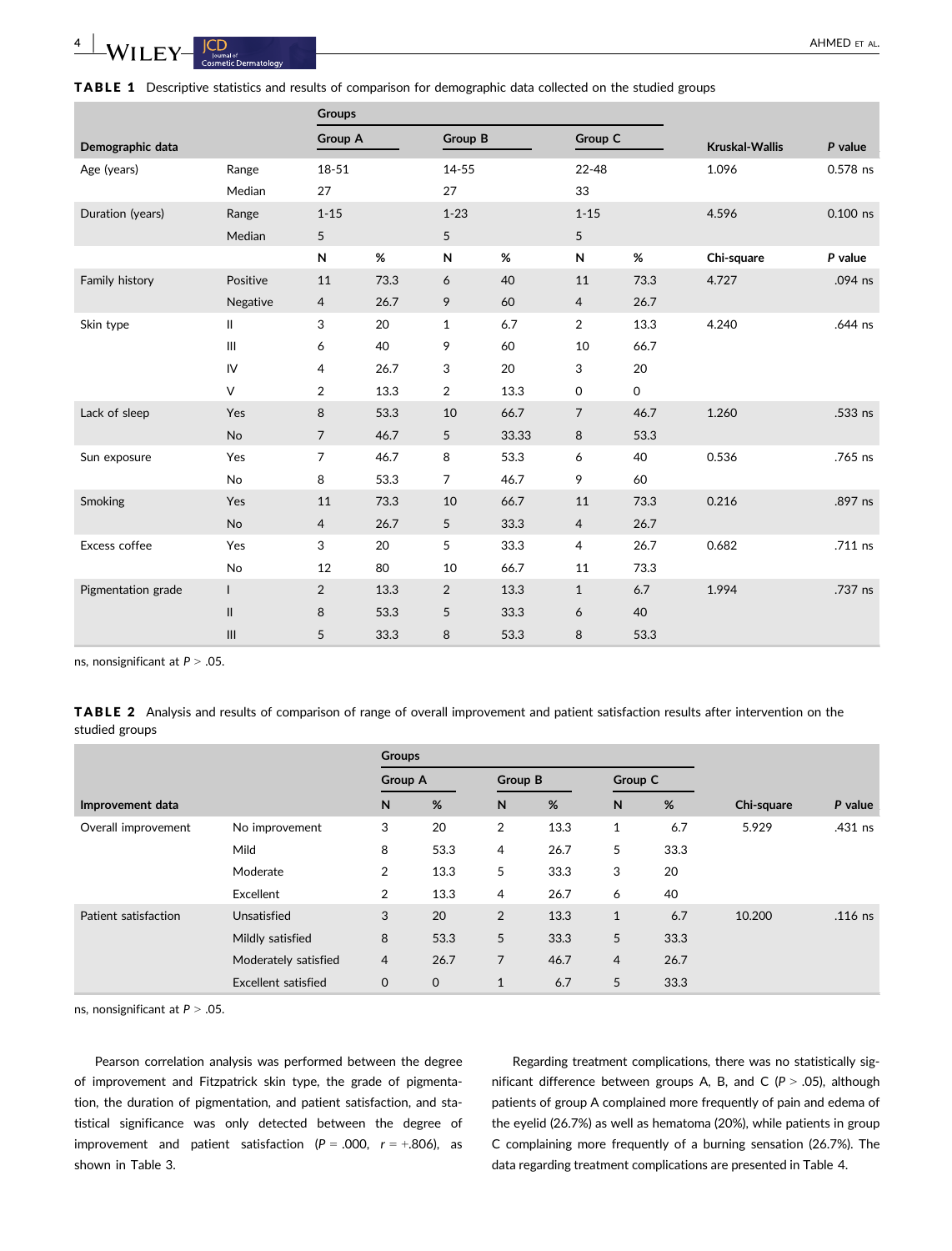**TABLE 1** Descriptive statistics and results of comparison for demographic data collected on the studied groups

| Demographic data | | Group A | | Group B | | Group C | | Kruskal-Wallis | P value |
|---|---|---|---|---|---|---|---|---|---|
| Age (years) | Range | 18-51 | | 14-55 | | 22-48 | | 1.096 | 0.578 ns |
| | Median | 27 | | 27 | | 33 | | | |
| Duration (years) | Range | 1-15 | | 1-23 | | 1-15 | | 4.596 | 0.100 ns |
| | Median | 5 | | 5 | | 5 | | | |
| | | N | % | N | % | N | % | Chi-square | P value |
| Family history | Positive | 11 | 73.3 | 6 | 40 | 11 | 73.3 | 4.727 | .094 ns |
| | Negative | 4 | 26.7 | 9 | 60 | 4 | 26.7 | | |
| Skin type | II | 3 | 20 | 1 | 6.7 | 2 | 13.3 | 4.240 | .644 ns |
| | III | 6 | 40 | 9 | 60 | 10 | 66.7 | | |
| | IV | 4 | 26.7 | 3 | 20 | 3 | 20 | | |
| | V | 2 | 13.3 | 2 | 13.3 | 0 | 0 | | |
| Lack of sleep | Yes | 8 | 53.3 | 10 | 66.7 | 7 | 46.7 | 1.260 | .533 ns |
| | No | 7 | 46.7 | 5 | 33.33 | 8 | 53.3 | | |
| Sun exposure | Yes | 7 | 46.7 | 8 | 53.3 | 6 | 40 | 0.536 | .765 ns |
| | No | 8 | 53.3 | 7 | 46.7 | 9 | 60 | | |
| Smoking | Yes | 11 | 73.3 | 10 | 66.7 | 11 | 73.3 | 0.216 | .897 ns |
| | No | 4 | 26.7 | 5 | 33.3 | 4 | 26.7 | | |
| Excess coffee | Yes | 3 | 20 | 5 | 33.3 | 4 | 26.7 | 0.682 | .711 ns |
| | No | 12 | 80 | 10 | 66.7 | 11 | 73.3 | | |
| Pigmentation grade | I | 2 | 13.3 | 2 | 13.3 | 1 | 6.7 | 1.994 | .737 ns |
| | II | 8 | 53.3 | 5 | 33.3 | 6 | 40 | | |
| | III | 5 | 33.3 | 8 | 53.3 | 8 | 53.3 | | |

ns, nonsignificant at $P > .05$.

**TABLE 2** Analysis and results of comparison of range of overall improvement and patient satisfaction results after intervention on the studied groups

| Improvement data | | Group A N | Group A % | Group B N | Group B % | Group C N | Group C % | Chi-square | P value |
|---|---|---|---|---|---|---|---|---|---|
| Overall improvement | No improvement | 3 | 20 | 2 | 13.3 | 1 | 6.7 | 5.929 | .431 ns |
| | Mild | 8 | 53.3 | 4 | 26.7 | 5 | 33.3 | | |
| | Moderate | 2 | 13.3 | 5 | 33.3 | 3 | 20 | | |
| | Excellent | 2 | 13.3 | 4 | 26.7 | 6 | 40 | | |
| Patient satisfaction | Unsatisfied | 3 | 20 | 2 | 13.3 | 1 | 6.7 | 10.200 | .116 ns |
| | Mildly satisfied | 8 | 53.3 | 5 | 33.3 | 5 | 33.3 | | |
| | Moderately satisfied | 4 | 26.7 | 7 | 46.7 | 4 | 26.7 | | |
| | Excellent satisfied | 0 | 0 | 1 | 6.7 | 5 | 33.3 | | |

ns, nonsignificant at $P > .05$.

Pearson correlation analysis was performed between the degree of improvement and Fitzpatrick skin type, the grade of pigmentation, the duration of pigmentation, and patient satisfaction, and statistical significance was only detected between the degree of improvement and patient satisfaction ($P = .000$, $r = +.806$), as shown in Table 3.

Regarding treatment complications, there was no statistically significant difference between groups A, B, and C ($P > .05$), although patients of group A complained more frequently of pain and edema of the eyelid (26.7%) as well as hematoma (20%), while patients in group C complaining more frequently of a burning sensation (26.7%). The data regarding treatment complications are presented in Table 4.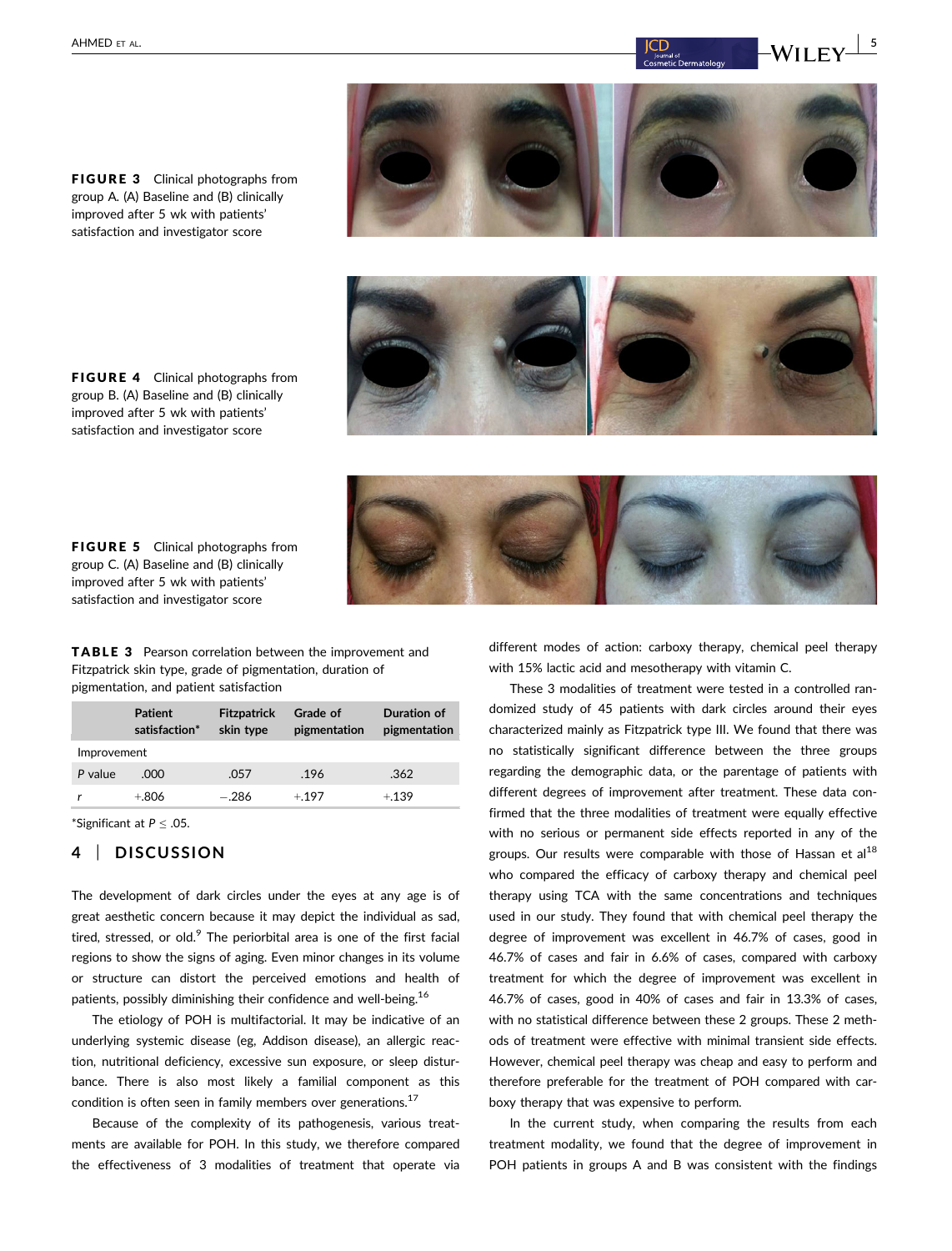**FIGURE 3** Clinical photographs from group A. (A) Baseline and (B) clinically improved after 5 wk with patients' satisfaction and investigator score

**FIGURE 4** Clinical photographs from group B. (A) Baseline and (B) clinically improved after 5 wk with patients' satisfaction and investigator score

**FIGURE 5** Clinical photographs from group C. (A) Baseline and (B) clinically improved after 5 wk with patients' satisfaction and investigator score

**TABLE 3** Pearson correlation between the improvement and Fitzpatrick skin type, grade of pigmentation, duration of pigmentation, and patient satisfaction

| | Patient satisfaction* | Fitzpatrick skin type | Grade of pigmentation | Duration of pigmentation |
|---|---|---|---|---|
| Improvement | | | | |
| *P* value | .000 | .057 | .196 | .362 |
| *r* | +.806 | −.286 | +.197 | +.139 |

*Significant at $P \leq .05$.

## 4 | DISCUSSION

The development of dark circles under the eyes at any age is of great aesthetic concern because it may depict the individual as sad, tired, stressed, or old.[9] The periorbital area is one of the first facial regions to show the signs of aging. Even minor changes in its volume or structure can distort the perceived emotions and health of patients, possibly diminishing their confidence and well-being.[16]

The etiology of POH is multifactorial. It may be indicative of an underlying systemic disease (eg, Addison disease), an allergic reaction, nutritional deficiency, excessive sun exposure, or sleep disturbance. There is also most likely a familial component as this condition is often seen in family members over generations.[17]

Because of the complexity of its pathogenesis, various treatments are available for POH. In this study, we therefore compared the effectiveness of 3 modalities of treatment that operate via different modes of action: carboxy therapy, chemical peel therapy with 15% lactic acid and mesotherapy with vitamin C.

These 3 modalities of treatment were tested in a controlled randomized study of 45 patients with dark circles around their eyes characterized mainly as Fitzpatrick type III. We found that there was no statistically significant difference between the three groups regarding the demographic data, or the parentage of patients with different degrees of improvement after treatment. These data confirmed that the three modalities of treatment were equally effective with no serious or permanent side effects reported in any of the groups. Our results were comparable with those of Hassan et al[18] who compared the efficacy of carboxy therapy and chemical peel therapy using TCA with the same concentrations and techniques used in our study. They found that with chemical peel therapy the degree of improvement was excellent in 46.7% of cases, good in 46.7% of cases and fair in 6.6% of cases, compared with carboxy treatment for which the degree of improvement was excellent in 46.7% of cases, good in 40% of cases and fair in 13.3% of cases, with no statistical difference between these 2 groups. These 2 methods of treatment were effective with minimal transient side effects. However, chemical peel therapy was cheap and easy to perform and therefore preferable for the treatment of POH compared with carboxy therapy that was expensive to perform.

In the current study, when comparing the results from each treatment modality, we found that the degree of improvement in POH patients in groups A and B was consistent with the findings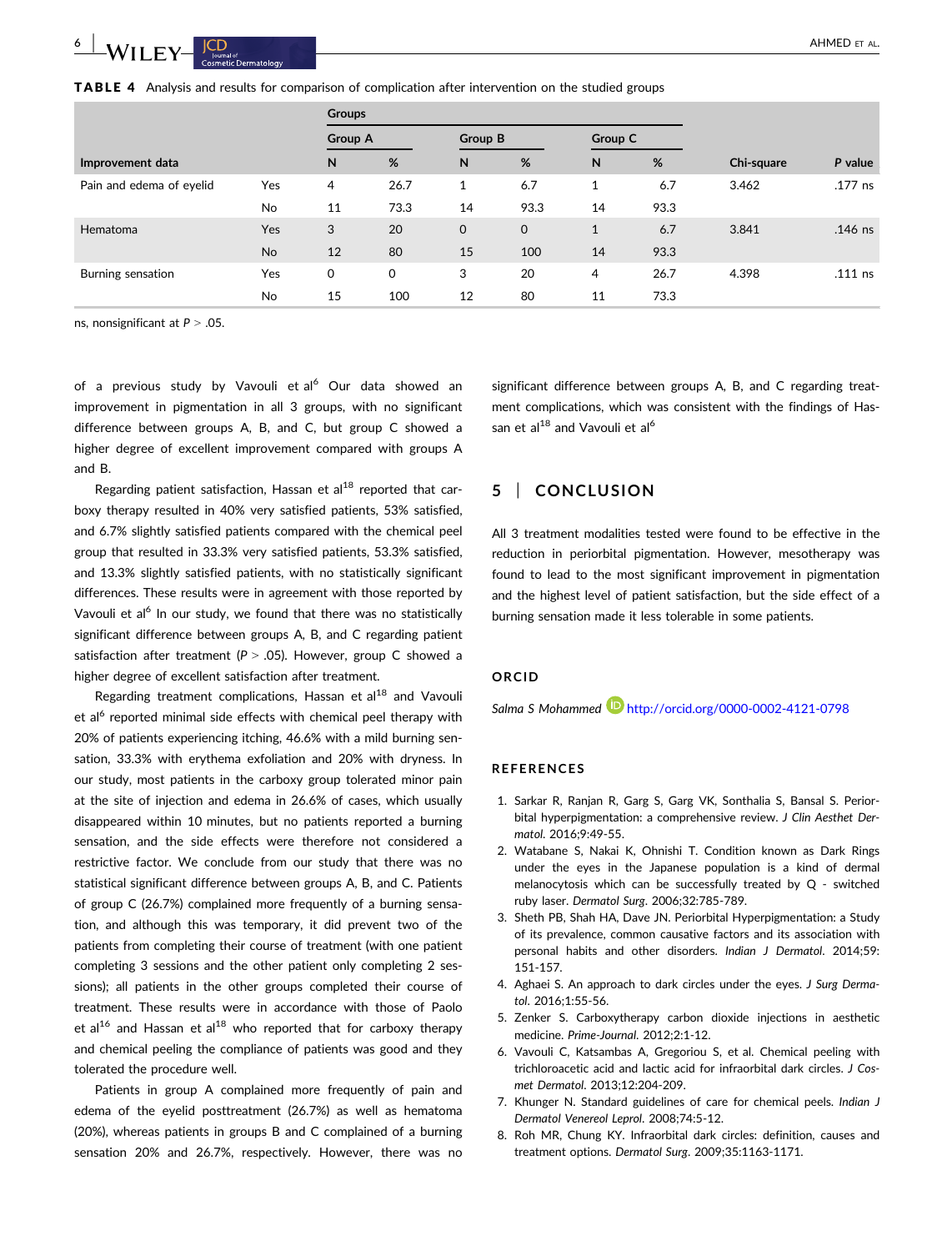**TABLE 4** Analysis and results for comparison of complication after intervention on the studied groups

| Improvement data | | Group A N | Group A % | Group B N | Group B % | Group C N | Group C % | Chi-square | P value |
|---|---|---|---|---|---|---|---|---|---|
| Pain and edema of eyelid | Yes | 4 | 26.7 | 1 | 6.7 | 1 | 6.7 | 3.462 | .177 ns |
| | No | 11 | 73.3 | 14 | 93.3 | 14 | 93.3 | | |
| Hematoma | Yes | 3 | 20 | 0 | 0 | 1 | 6.7 | 3.841 | .146 ns |
| | No | 12 | 80 | 15 | 100 | 14 | 93.3 | | |
| Burning sensation | Yes | 0 | 0 | 3 | 20 | 4 | 26.7 | 4.398 | .111 ns |
| | No | 15 | 100 | 12 | 80 | 11 | 73.3 | | |

ns, nonsignificant at $P > .05$.

of a previous study by Vavouli et al[6] Our data showed an improvement in pigmentation in all 3 groups, with no significant difference between groups A, B, and C, but group C showed a higher degree of excellent improvement compared with groups A and B.

Regarding patient satisfaction, Hassan et al[18] reported that carboxy therapy resulted in 40% very satisfied patients, 53% satisfied, and 6.7% slightly satisfied patients compared with the chemical peel group that resulted in 33.3% very satisfied patients, 53.3% satisfied, and 13.3% slightly satisfied patients, with no statistically significant differences. These results were in agreement with those reported by Vavouli et al[6] In our study, we found that there was no statistically significant difference between groups A, B, and C regarding patient satisfaction after treatment ($P > .05$). However, group C showed a higher degree of excellent satisfaction after treatment.

Regarding treatment complications, Hassan et al[18] and Vavouli et al[6] reported minimal side effects with chemical peel therapy with 20% of patients experiencing itching, 46.6% with a mild burning sensation, 33.3% with erythema exfoliation and 20% with dryness. In our study, most patients in the carboxy group tolerated minor pain at the site of injection and edema in 26.6% of cases, which usually disappeared within 10 minutes, but no patients reported a burning sensation, and the side effects were therefore not considered a restrictive factor. We conclude from our study that there was no statistical significant difference between groups A, B, and C. Patients of group C (26.7%) complained more frequently of a burning sensation, and although this was temporary, it did prevent two of the patients from completing their course of treatment (with one patient completing 3 sessions and the other patient only completing 2 sessions); all patients in the other groups completed their course of treatment. These results were in accordance with those of Paolo et al[16] and Hassan et al[18] who reported that for carboxy therapy and chemical peeling the compliance of patients was good and they tolerated the procedure well.

Patients in group A complained more frequently of pain and edema of the eyelid posttreatment (26.7%) as well as hematoma (20%), whereas patients in groups B and C complained of a burning sensation 20% and 26.7%, respectively. However, there was no significant difference between groups A, B, and C regarding treatment complications, which was consistent with the findings of Hassan et al[18] and Vavouli et al[6]

## 5 | CONCLUSION

All 3 treatment modalities tested were found to be effective in the reduction in periorbital pigmentation. However, mesotherapy was found to lead to the most significant improvement in pigmentation and the highest level of patient satisfaction, but the side effect of a burning sensation made it less tolerable in some patients.

## ORCID

*Salma S Mohammed* http://orcid.org/0000-0002-4121-0798

## REFERENCES

1. Sarkar R, Ranjan R, Garg S, Garg VK, Sonthalia S, Bansal S. Periorbital hyperpigmentation: a comprehensive review. *J Clin Aesthet Dermatol*. 2016;9:49-55.
2. Watabane S, Nakai K, Ohnishi T. Condition known as Dark Rings under the eyes in the Japanese population is a kind of dermal melanocytosis which can be successfully treated by Q - switched ruby laser. *Dermatol Surg*. 2006;32:785-789.
3. Sheth PB, Shah HA, Dave JN. Periorbital Hyperpigmentation: a Study of its prevalence, common causative factors and its association with personal habits and other disorders. *Indian J Dermatol*. 2014;59:151-157.
4. Aghaei S. An approach to dark circles under the eyes. *J Surg Dermatol*. 2016;1:55-56.
5. Zenker S. Carboxytherapy carbon dioxide injections in aesthetic medicine. *Prime-Journal*. 2012;2:1-12.
6. Vavouli C, Katsambas A, Gregoriou S, et al. Chemical peeling with trichloroacetic acid and lactic acid for infraorbital dark circles. *J Cosmet Dermatol*. 2013;12:204-209.
7. Khunger N. Standard guidelines of care for chemical peels. *Indian J Dermatol Venereol Leprol*. 2008;74:5-12.
8. Roh MR, Chung KY. Infraorbital dark circles: definition, causes and treatment options. *Dermatol Surg*. 2009;35:1163-1171.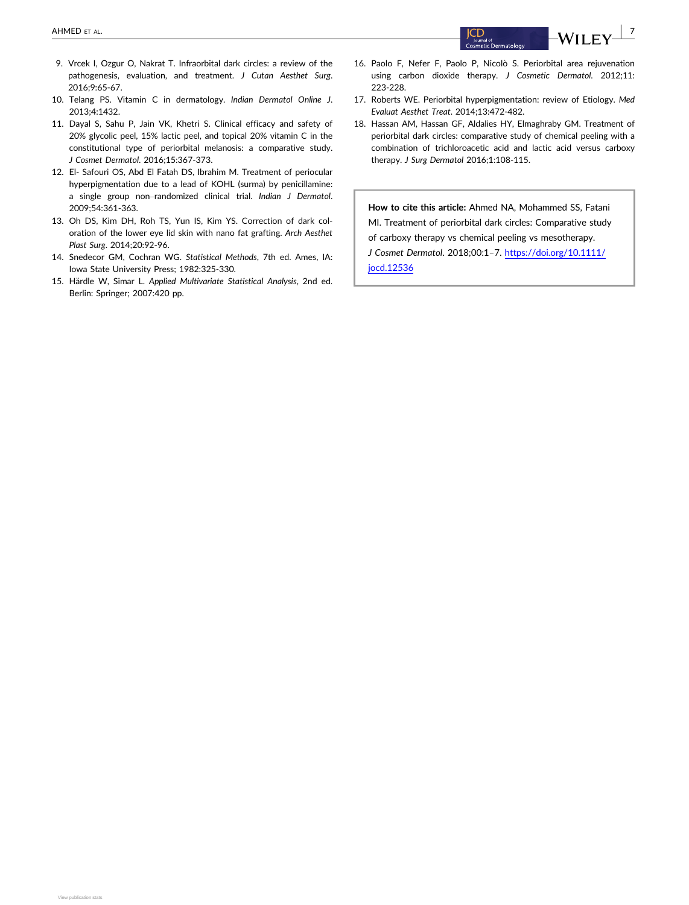9. Vrcek I, Ozgur O, Nakrat T. Infraorbital dark circles: a review of the pathogenesis, evaluation, and treatment. *J Cutan Aesthet Surg*. 2016;9:65-67.
10. Telang PS. Vitamin C in dermatology. *Indian Dermatol Online J*. 2013;4:1432.
11. Dayal S, Sahu P, Jain VK, Khetri S. Clinical efficacy and safety of 20% glycolic peel, 15% lactic peel, and topical 20% vitamin C in the constitutional type of periorbital melanosis: a comparative study. *J Cosmet Dermatol*. 2016;15:367-373.
12. El- Safouri OS, Abd El Fatah DS, Ibrahim M. Treatment of periocular hyperpigmentation due to a lead of KOHL (surma) by penicillamine: a single group non–randomized clinical trial. *Indian J Dermatol*. 2009;54:361-363.
13. Oh DS, Kim DH, Roh TS, Yun IS, Kim YS. Correction of dark coloration of the lower eye lid skin with nano fat grafting. *Arch Aesthet Plast Surg*. 2014;20:92-96.
14. Snedecor GM, Cochran WG. *Statistical Methods*, 7th ed. Ames, IA: Iowa State University Press; 1982:325-330.
15. Härdle W, Simar L. *Applied Multivariate Statistical Analysis*, 2nd ed. Berlin: Springer; 2007:420 pp.
16. Paolo F, Nefer F, Paolo P, Nicolò S. Periorbital area rejuvenation using carbon dioxide therapy. *J Cosmetic Dermatol*. 2012;11: 223-228.
17. Roberts WE. Periorbital hyperpigmentation: review of Etiology. *Med Evaluat Aesthet Treat*. 2014;13:472-482.
18. Hassan AM, Hassan GF, Aldalies HY, Elmaghraby GM. Treatment of periorbital dark circles: comparative study of chemical peeling with a combination of trichloroacetic acid and lactic acid versus carboxy therapy. *J Surg Dermatol* 2016;1:108-115.

**How to cite this article:** Ahmed NA, Mohammed SS, Fatani MI. Treatment of periorbital dark circles: Comparative study of carboxy therapy vs chemical peeling vs mesotherapy. *J Cosmet Dermatol*. 2018;00:1–7. https://doi.org/10.1111/jocd.12536